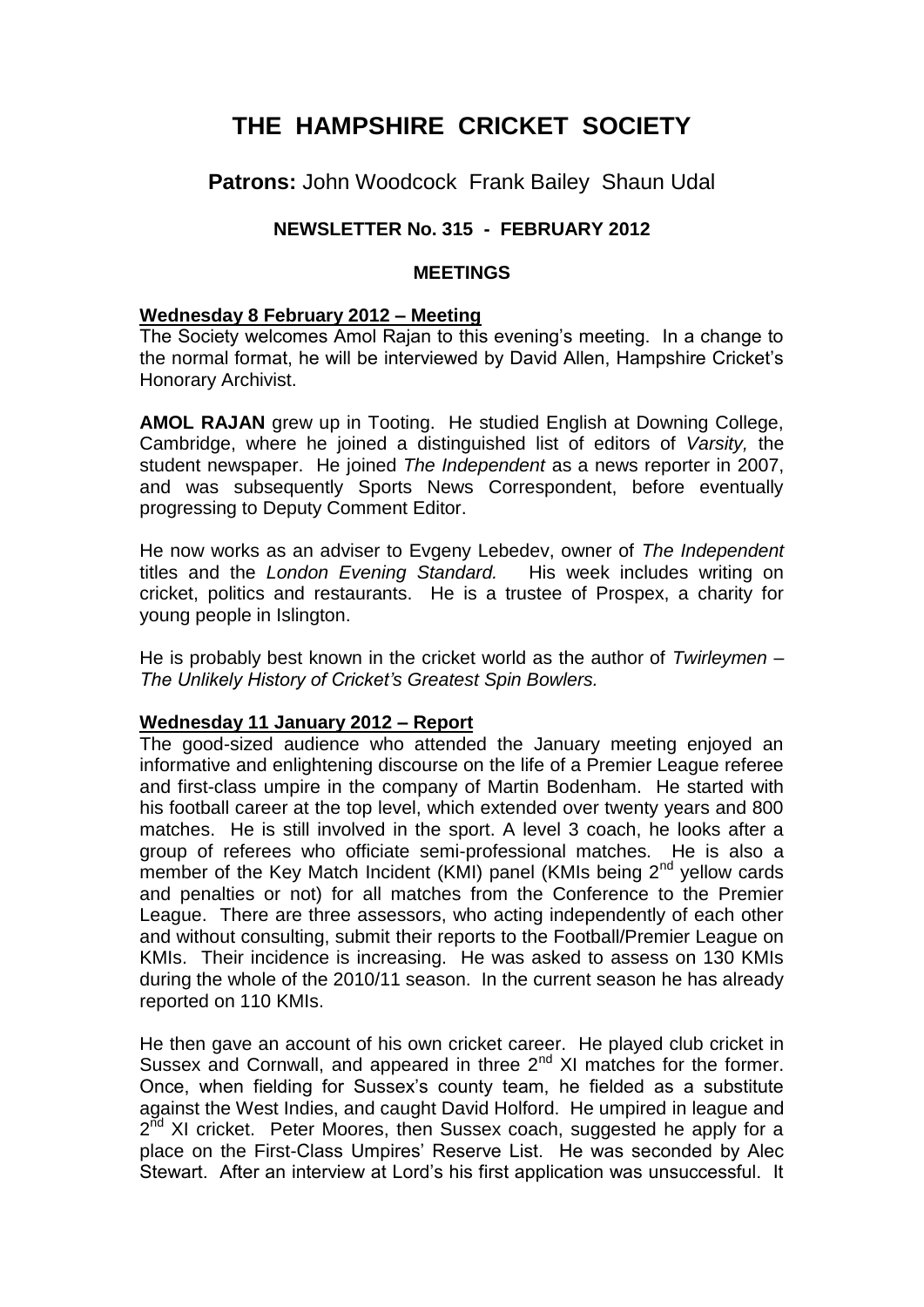# THE HAMPSHIRE CRICKET SOCIETY

**Patrons:** John Woodcock Frank Bailey Shaun Udal

### NEWSLETTER No. 315 - FEBRUARY 2012

### MEETINGS

**Wednesday 8 February 2012 – Meeting**

The Society welcomes Amol Rajan to this evening's meeting. In a change to the normal format, he will be interviewed by David Allen, Hampshire Cricket's Honorary Archivist.

**AMOL RAJAN** grew up in Tooting. He studied English at Downing College, Cambridge, where he joined a distinguished list of editors of *Varsity,* the student newspaper. He joined *The Independent* as a news reporter in 2007, and was subsequently Sports News Correspondent, before eventually progressing to Deputy Comment Editor.

He now works as an adviser to Evgeny Lebedev, owner of *The Independent* titles and the *London Evening Standard.* His week includes writing on cricket, politics and restaurants. He is a trustee of Prospex, a charity for young people in Islington.

He is probably best known in the cricket world as the author of *Twirleymen – The Unlikely History of Cricket's Greatest Spin Bowlers.*

**Wednesday 11 January 2012 – Report**

The good-sized audience who attended the January meeting enjoyed an informative and enlightening discourse on the life of a Premier League referee and first-class umpire in the company of Martin Bodenham. He started with his football career at the top level, which extended over twenty years and 800 matches. He is still involved in the sport. A level 3 coach, he looks after a group of referees who officiate semi-professional matches. He is also a member of the Key Match Incident (KMI) panel (KMIs being 2nd yellow cards and penalties or not) for all matches from the Conference to the Premier League. There are three assessors, who acting independently of each other and without consulting, submit their reports to the Football/Premier League on KMIs. Their incidence is increasing. He was asked to assess on 130 KMIs during the whole of the 2010/11 season. In the current season he has already reported on 110 KMIs.

He then gave an account of his own cricket career. He played club cricket in Sussex and Cornwall, and appeared in three 2nd XI matches for the former. Once, when fielding for Sussex's county team, he fielded as a substitute against the West Indies, and caught David Holford. He umpired in league and 2nd XI cricket. Peter Moores, then Sussex coach, suggested he apply for a place on the First-Class Umpires' Reserve List. He was seconded by Alec Stewart. After an interview at Lord's his first application was unsuccessful. It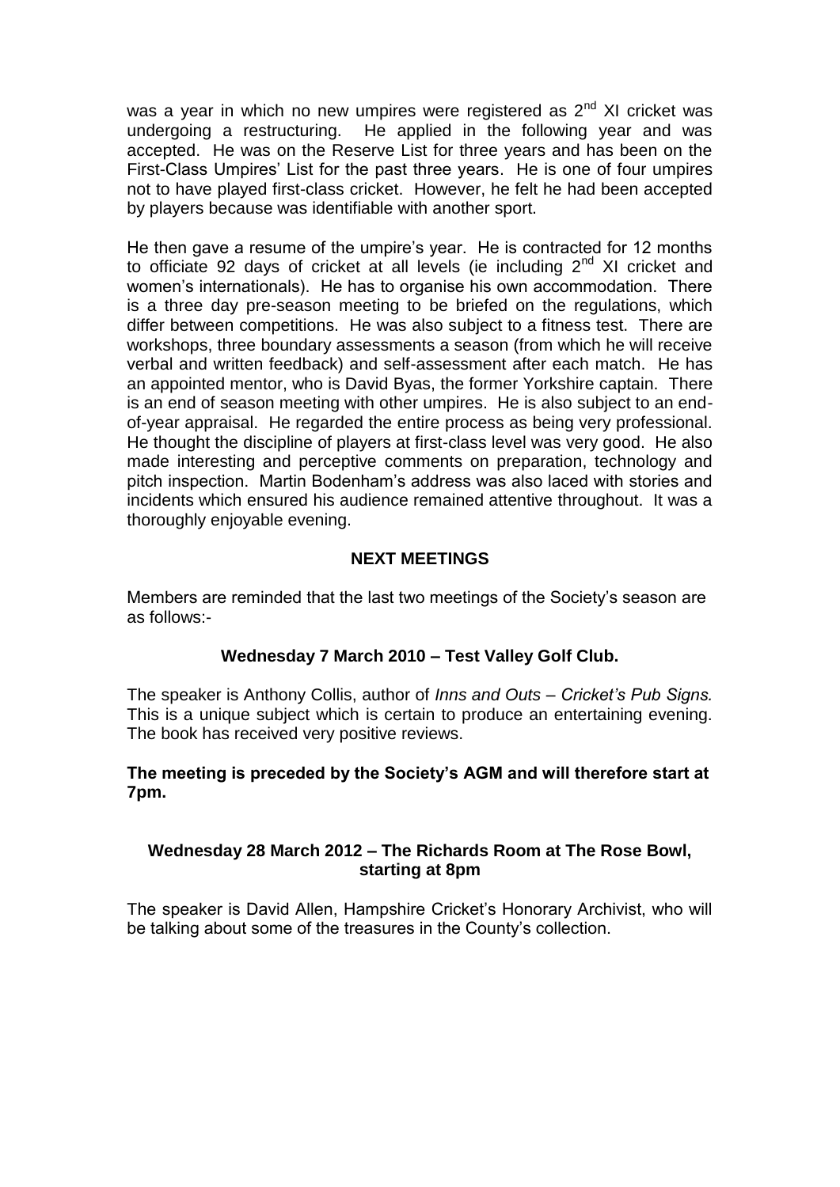was a year in which no new umpires were registered as 2nd XI cricket was undergoing a restructuring. He applied in the following year and was accepted. He was on the Reserve List for three years and has been on the First-Class Umpires' List for the past three years. He is one of four umpires not to have played first-class cricket. However, he felt he had been accepted by players because was identifiable with another sport.

He then gave a resume of the umpire's year. He is contracted for 12 months to officiate 92 days of cricket at all levels (ie including 2nd XI cricket and women's internationals). He has to organise his own accommodation. There is a three day pre-season meeting to be briefed on the regulations, which differ between competitions. He was also subject to a fitness test. There are workshops, three boundary assessments a season (from which he will receive verbal and written feedback) and self-assessment after each match. He has an appointed mentor, who is David Byas, the former Yorkshire captain. There is an end of season meeting with other umpires. He is also subject to an end-of-year appraisal. He regarded the entire process as being very professional. He thought the discipline of players at first-class level was very good. He also made interesting and perceptive comments on preparation, technology and pitch inspection. Martin Bodenham's address was also laced with stories and incidents which ensured his audience remained attentive throughout. It was a thoroughly enjoyable evening.

## NEXT MEETINGS

Members are reminded that the last two meetings of the Society's season are as follows:-

### Wednesday 7 March 2010 – Test Valley Golf Club.

The speaker is Anthony Collis, author of *Inns and Outs – Cricket's Pub Signs.* This is a unique subject which is certain to produce an entertaining evening. The book has received very positive reviews.

**The meeting is preceded by the Society's AGM and will therefore start at 7pm.**

### Wednesday 28 March 2012 – The Richards Room at The Rose Bowl, starting at 8pm

The speaker is David Allen, Hampshire Cricket's Honorary Archivist, who will be talking about some of the treasures in the County's collection.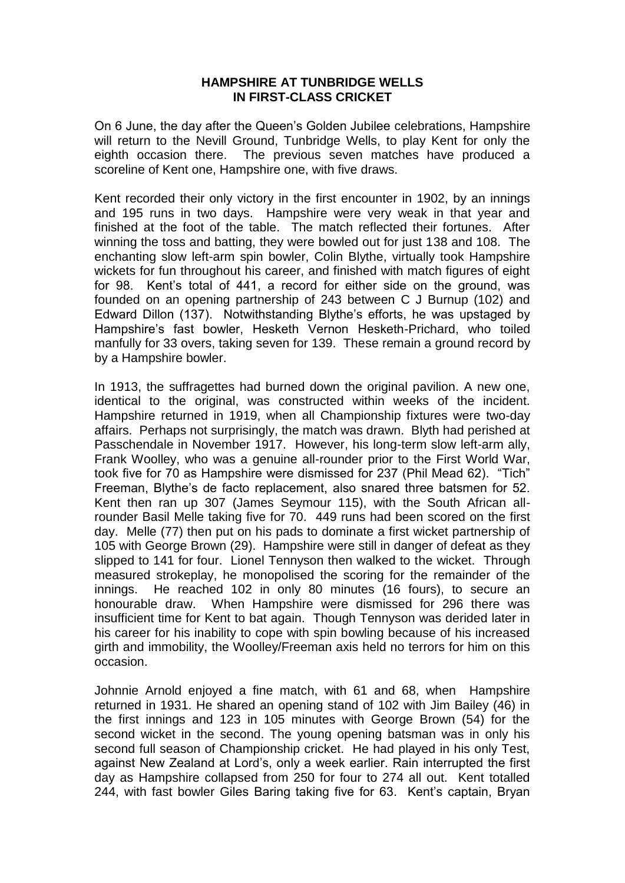# HAMPSHIRE AT TUNBRIDGE WELLS IN FIRST-CLASS CRICKET

On 6 June, the day after the Queen's Golden Jubilee celebrations, Hampshire will return to the Nevill Ground, Tunbridge Wells, to play Kent for only the eighth occasion there. The previous seven matches have produced a scoreline of Kent one, Hampshire one, with five draws.

Kent recorded their only victory in the first encounter in 1902, by an innings and 195 runs in two days. Hampshire were very weak in that year and finished at the foot of the table. The match reflected their fortunes. After winning the toss and batting, they were bowled out for just 138 and 108. The enchanting slow left-arm spin bowler, Colin Blythe, virtually took Hampshire wickets for fun throughout his career, and finished with match figures of eight for 98. Kent's total of 441, a record for either side on the ground, was founded on an opening partnership of 243 between C J Burnup (102) and Edward Dillon (137). Notwithstanding Blythe's efforts, he was upstaged by Hampshire's fast bowler, Hesketh Vernon Hesketh-Prichard, who toiled manfully for 33 overs, taking seven for 139. These remain a ground record by by a Hampshire bowler.

In 1913, the suffragettes had burned down the original pavilion. A new one, identical to the original, was constructed within weeks of the incident. Hampshire returned in 1919, when all Championship fixtures were two-day affairs. Perhaps not surprisingly, the match was drawn. Blyth had perished at Passchendale in November 1917. However, his long-term slow left-arm ally, Frank Woolley, who was a genuine all-rounder prior to the First World War, took five for 70 as Hampshire were dismissed for 237 (Phil Mead 62). "Tich" Freeman, Blythe's de facto replacement, also snared three batsmen for 52. Kent then ran up 307 (James Seymour 115), with the South African all-rounder Basil Melle taking five for 70. 449 runs had been scored on the first day. Melle (77) then put on his pads to dominate a first wicket partnership of 105 with George Brown (29). Hampshire were still in danger of defeat as they slipped to 141 for four. Lionel Tennyson then walked to the wicket. Through measured strokeplay, he monopolised the scoring for the remainder of the innings. He reached 102 in only 80 minutes (16 fours), to secure an honourable draw. When Hampshire were dismissed for 296 there was insufficient time for Kent to bat again. Though Tennyson was derided later in his career for his inability to cope with spin bowling because of his increased girth and immobility, the Woolley/Freeman axis held no terrors for him on this occasion.

Johnnie Arnold enjoyed a fine match, with 61 and 68, when Hampshire returned in 1931. He shared an opening stand of 102 with Jim Bailey (46) in the first innings and 123 in 105 minutes with George Brown (54) for the second wicket in the second. The young opening batsman was in only his second full season of Championship cricket. He had played in his only Test, against New Zealand at Lord's, only a week earlier. Rain interrupted the first day as Hampshire collapsed from 250 for four to 274 all out. Kent totalled 244, with fast bowler Giles Baring taking five for 63. Kent's captain, Bryan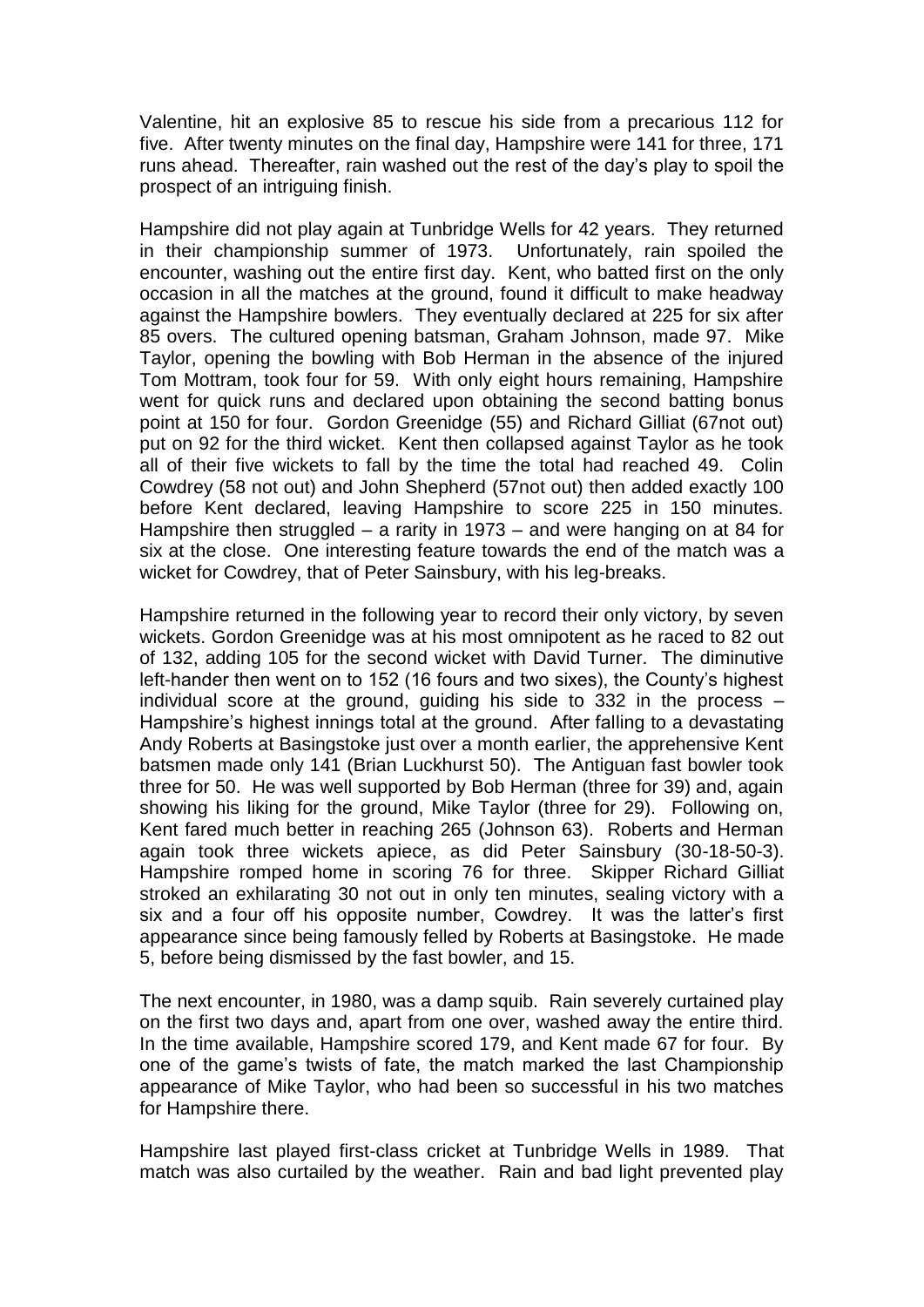Valentine, hit an explosive 85 to rescue his side from a precarious 112 for five. After twenty minutes on the final day, Hampshire were 141 for three, 171 runs ahead. Thereafter, rain washed out the rest of the day's play to spoil the prospect of an intriguing finish.

Hampshire did not play again at Tunbridge Wells for 42 years. They returned in their championship summer of 1973. Unfortunately, rain spoiled the encounter, washing out the entire first day. Kent, who batted first on the only occasion in all the matches at the ground, found it difficult to make headway against the Hampshire bowlers. They eventually declared at 225 for six after 85 overs. The cultured opening batsman, Graham Johnson, made 97. Mike Taylor, opening the bowling with Bob Herman in the absence of the injured Tom Mottram, took four for 59. With only eight hours remaining, Hampshire went for quick runs and declared upon obtaining the second batting bonus point at 150 for four. Gordon Greenidge (55) and Richard Gilliat (67not out) put on 92 for the third wicket. Kent then collapsed against Taylor as he took all of their five wickets to fall by the time the total had reached 49. Colin Cowdrey (58 not out) and John Shepherd (57not out) then added exactly 100 before Kent declared, leaving Hampshire to score 225 in 150 minutes. Hampshire then struggled – a rarity in 1973 – and were hanging on at 84 for six at the close. One interesting feature towards the end of the match was a wicket for Cowdrey, that of Peter Sainsbury, with his leg-breaks.

Hampshire returned in the following year to record their only victory, by seven wickets. Gordon Greenidge was at his most omnipotent as he raced to 82 out of 132, adding 105 for the second wicket with David Turner. The diminutive left-hander then went on to 152 (16 fours and two sixes), the County's highest individual score at the ground, guiding his side to 332 in the process – Hampshire's highest innings total at the ground. After falling to a devastating Andy Roberts at Basingstoke just over a month earlier, the apprehensive Kent batsmen made only 141 (Brian Luckhurst 50). The Antiguan fast bowler took three for 50. He was well supported by Bob Herman (three for 39) and, again showing his liking for the ground, Mike Taylor (three for 29). Following on, Kent fared much better in reaching 265 (Johnson 63). Roberts and Herman again took three wickets apiece, as did Peter Sainsbury (30-18-50-3). Hampshire romped home in scoring 76 for three. Skipper Richard Gilliat stroked an exhilarating 30 not out in only ten minutes, sealing victory with a six and a four off his opposite number, Cowdrey. It was the latter's first appearance since being famously felled by Roberts at Basingstoke. He made 5, before being dismissed by the fast bowler, and 15.

The next encounter, in 1980, was a damp squib. Rain severely curtained play on the first two days and, apart from one over, washed away the entire third. In the time available, Hampshire scored 179, and Kent made 67 for four. By one of the game's twists of fate, the match marked the last Championship appearance of Mike Taylor, who had been so successful in his two matches for Hampshire there.

Hampshire last played first-class cricket at Tunbridge Wells in 1989. That match was also curtailed by the weather. Rain and bad light prevented play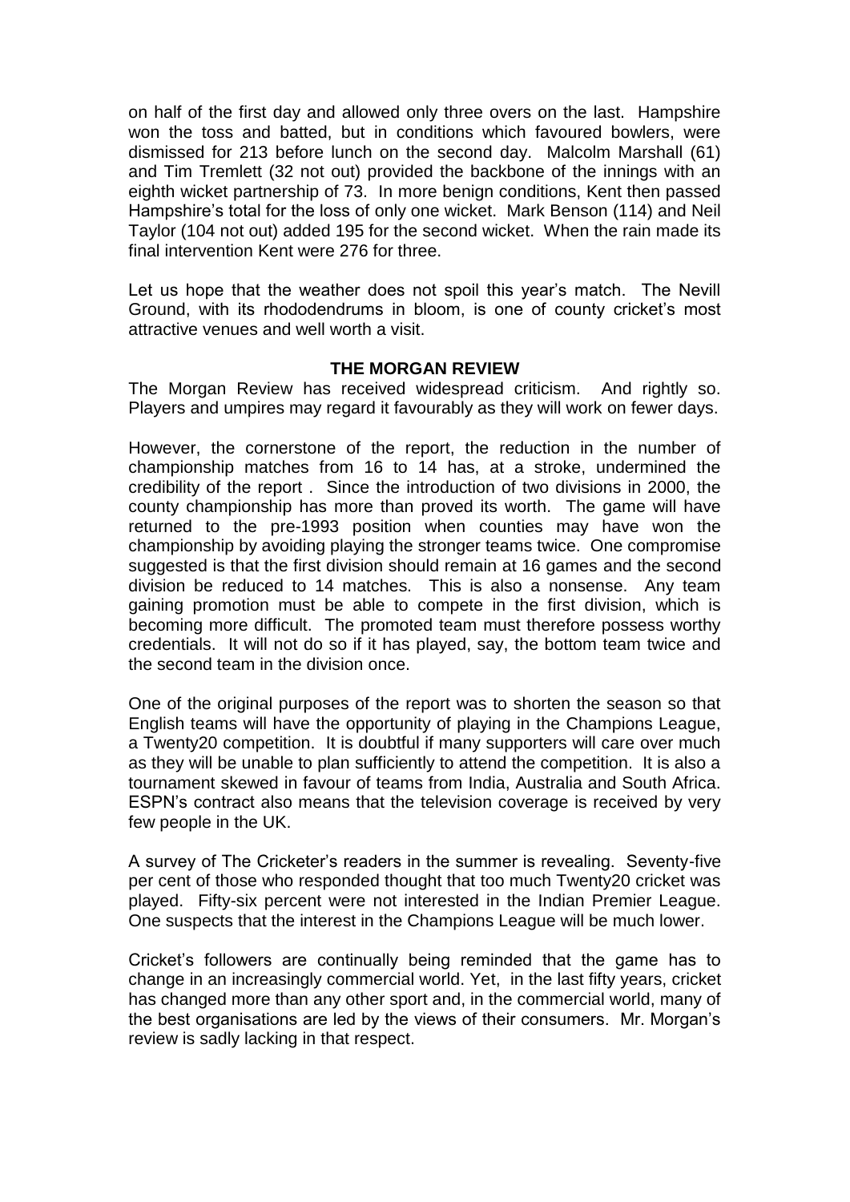on half of the first day and allowed only three overs on the last. Hampshire won the toss and batted, but in conditions which favoured bowlers, were dismissed for 213 before lunch on the second day. Malcolm Marshall (61) and Tim Tremlett (32 not out) provided the backbone of the innings with an eighth wicket partnership of 73. In more benign conditions, Kent then passed Hampshire's total for the loss of only one wicket. Mark Benson (114) and Neil Taylor (104 not out) added 195 for the second wicket. When the rain made its final intervention Kent were 276 for three.

Let us hope that the weather does not spoil this year's match. The Nevill Ground, with its rhododendrums in bloom, is one of county cricket's most attractive venues and well worth a visit.

## THE MORGAN REVIEW

The Morgan Review has received widespread criticism. And rightly so. Players and umpires may regard it favourably as they will work on fewer days.

However, the cornerstone of the report, the reduction in the number of championship matches from 16 to 14 has, at a stroke, undermined the credibility of the report . Since the introduction of two divisions in 2000, the county championship has more than proved its worth. The game will have returned to the pre-1993 position when counties may have won the championship by avoiding playing the stronger teams twice. One compromise suggested is that the first division should remain at 16 games and the second division be reduced to 14 matches. This is also a nonsense. Any team gaining promotion must be able to compete in the first division, which is becoming more difficult. The promoted team must therefore possess worthy credentials. It will not do so if it has played, say, the bottom team twice and the second team in the division once.

One of the original purposes of the report was to shorten the season so that English teams will have the opportunity of playing in the Champions League, a Twenty20 competition. It is doubtful if many supporters will care over much as they will be unable to plan sufficiently to attend the competition. It is also a tournament skewed in favour of teams from India, Australia and South Africa. ESPN's contract also means that the television coverage is received by very few people in the UK.

A survey of The Cricketer's readers in the summer is revealing. Seventy-five per cent of those who responded thought that too much Twenty20 cricket was played. Fifty-six percent were not interested in the Indian Premier League. One suspects that the interest in the Champions League will be much lower.

Cricket's followers are continually being reminded that the game has to change in an increasingly commercial world. Yet, in the last fifty years, cricket has changed more than any other sport and, in the commercial world, many of the best organisations are led by the views of their consumers. Mr. Morgan's review is sadly lacking in that respect.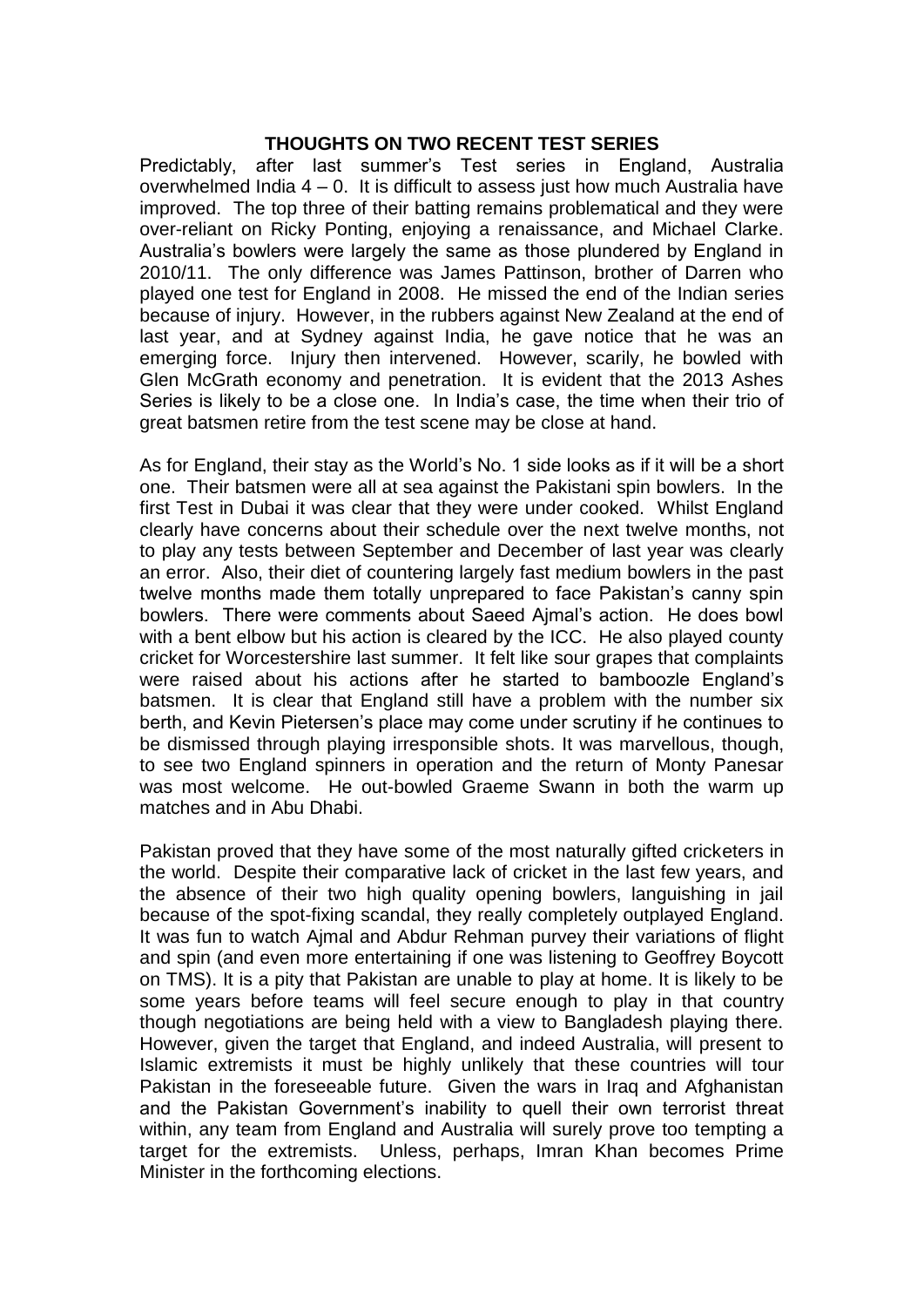## THOUGHTS ON TWO RECENT TEST SERIES

Predictably, after last summer's Test series in England, Australia overwhelmed India 4 – 0. It is difficult to assess just how much Australia have improved. The top three of their batting remains problematical and they were over-reliant on Ricky Ponting, enjoying a renaissance, and Michael Clarke. Australia's bowlers were largely the same as those plundered by England in 2010/11. The only difference was James Pattinson, brother of Darren who played one test for England in 2008. He missed the end of the Indian series because of injury. However, in the rubbers against New Zealand at the end of last year, and at Sydney against India, he gave notice that he was an emerging force. Injury then intervened. However, scarily, he bowled with Glen McGrath economy and penetration. It is evident that the 2013 Ashes Series is likely to be a close one. In India's case, the time when their trio of great batsmen retire from the test scene may be close at hand.

As for England, their stay as the World's No. 1 side looks as if it will be a short one. Their batsmen were all at sea against the Pakistani spin bowlers. In the first Test in Dubai it was clear that they were under cooked. Whilst England clearly have concerns about their schedule over the next twelve months, not to play any tests between September and December of last year was clearly an error. Also, their diet of countering largely fast medium bowlers in the past twelve months made them totally unprepared to face Pakistan's canny spin bowlers. There were comments about Saeed Ajmal's action. He does bowl with a bent elbow but his action is cleared by the ICC. He also played county cricket for Worcestershire last summer. It felt like sour grapes that complaints were raised about his actions after he started to bamboozle England's batsmen. It is clear that England still have a problem with the number six berth, and Kevin Pietersen's place may come under scrutiny if he continues to be dismissed through playing irresponsible shots. It was marvellous, though, to see two England spinners in operation and the return of Monty Panesar was most welcome. He out-bowled Graeme Swann in both the warm up matches and in Abu Dhabi.

Pakistan proved that they have some of the most naturally gifted cricketers in the world. Despite their comparative lack of cricket in the last few years, and the absence of their two high quality opening bowlers, languishing in jail because of the spot-fixing scandal, they really completely outplayed England. It was fun to watch Ajmal and Abdur Rehman purvey their variations of flight and spin (and even more entertaining if one was listening to Geoffrey Boycott on TMS). It is a pity that Pakistan are unable to play at home. It is likely to be some years before teams will feel secure enough to play in that country though negotiations are being held with a view to Bangladesh playing there. However, given the target that England, and indeed Australia, will present to Islamic extremists it must be highly unlikely that these countries will tour Pakistan in the foreseeable future. Given the wars in Iraq and Afghanistan and the Pakistan Government's inability to quell their own terrorist threat within, any team from England and Australia will surely prove too tempting a target for the extremists. Unless, perhaps, Imran Khan becomes Prime Minister in the forthcoming elections.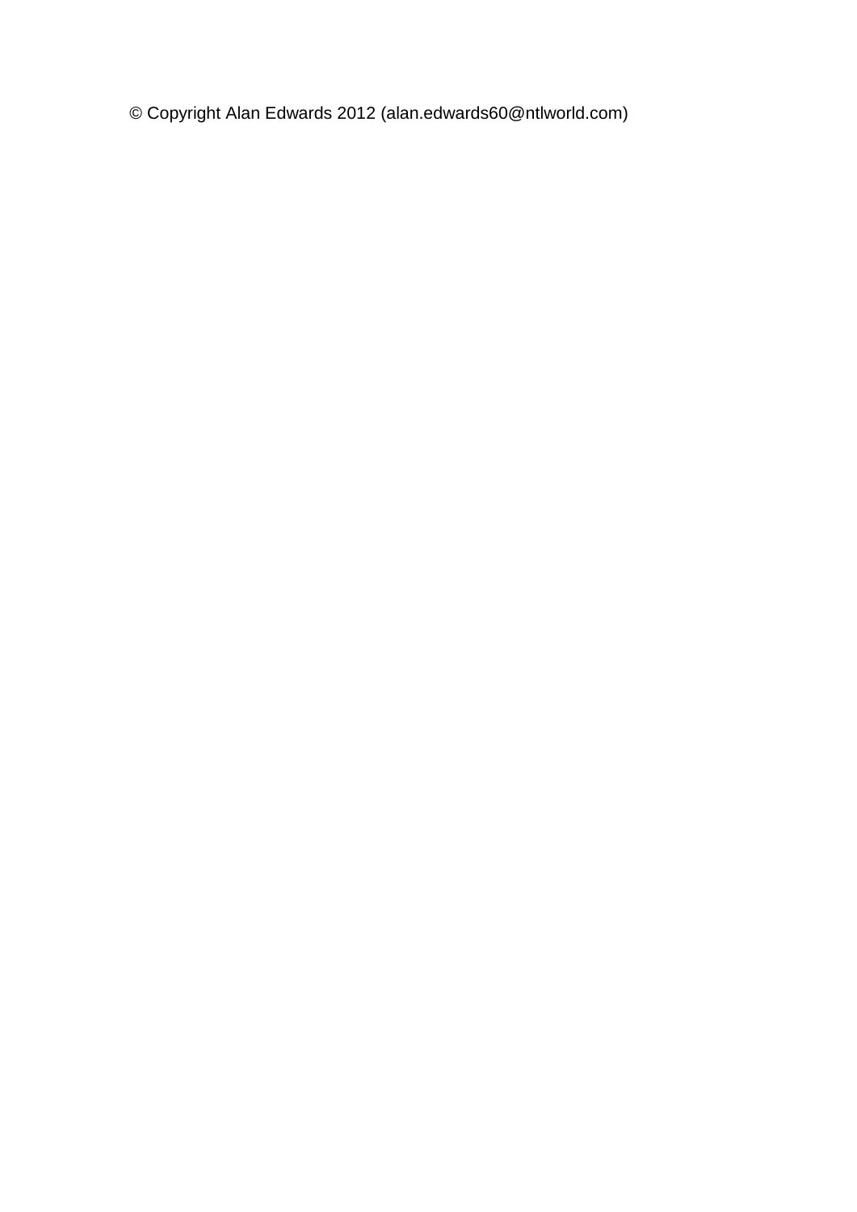© Copyright Alan Edwards 2012 (alan.edwards60@ntlworld.com)